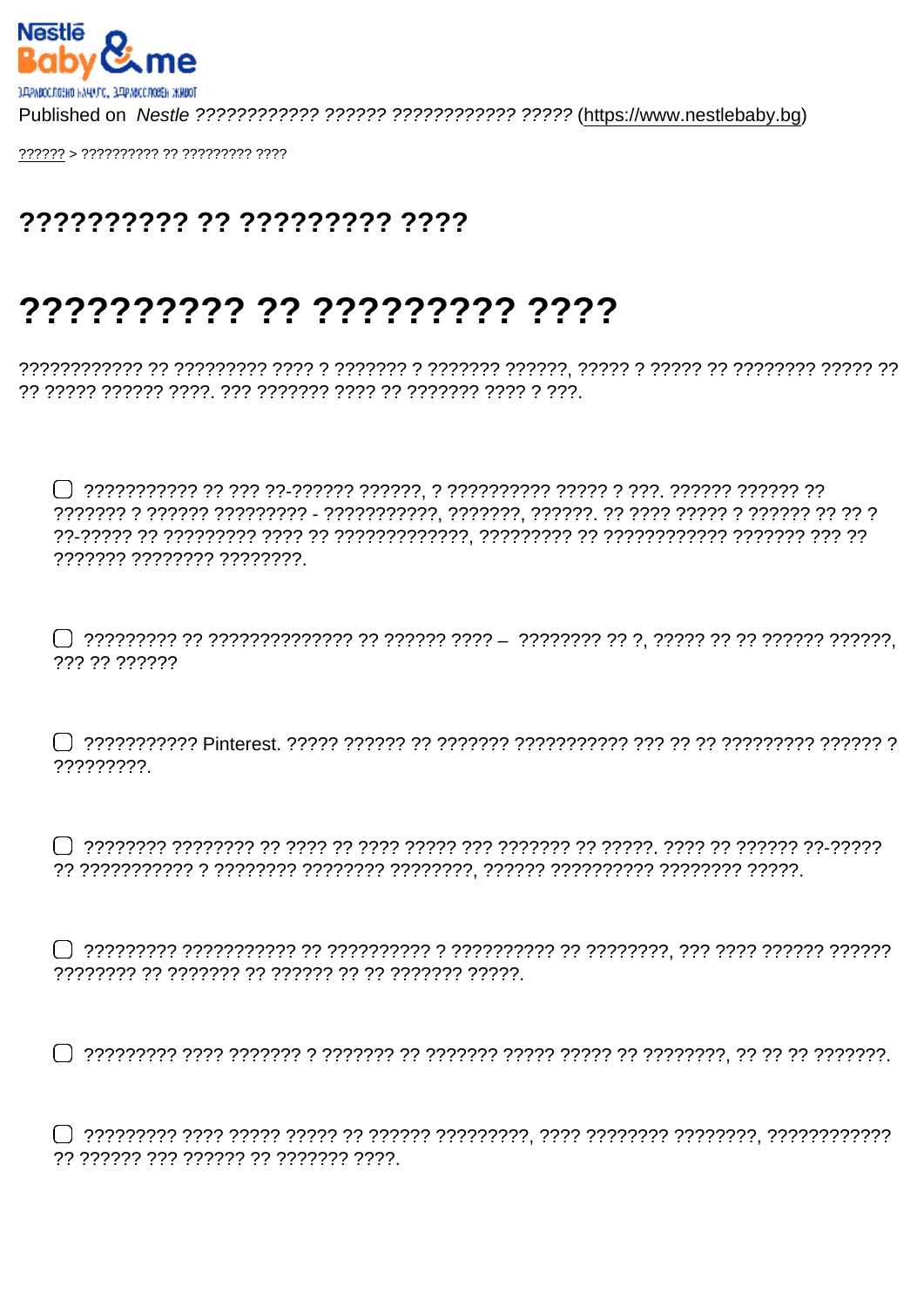Published on *Nestle ???????????? ?????? ???????????? ?????* ([https://www.nestlebaby.bg](https://www.nestlebaby.bg))

?????? > ?????????? ?? ????????? ????

# ?????????? ?? ????????? ????

# ?????????? ?? ????????? ????

???????????? ?? ????????? ???? ? ??????? ? ??????? ??????, ????? ? ????? ?? ???????? ????? ?? ?? ????? ?????? ????. ??? ??????? ???? ?? ??????? ???? ? ???.

- ??????????? ?? ??? ??-?????? ??????, ? ?????????? ????? ? ???. ?????? ?????? ?? ??????? ? ?????? ????????? - ???????????, ???????, ??????. ?? ???? ????? ? ?????? ?? ?? ? ??-????? ?? ????????? ???? ?? ?????????????, ????????? ?? ???????????? ??????? ??? ?? ??????? ???????? ????????.
- ????????? ?? ?????????????? ?? ?????? ???? – ???????? ?? ?, ????? ?? ?? ?????? ??????, ??? ?? ??????
- ??????????? Pinterest. ????? ?????? ?? ??????? ??????????? ??? ?? ?? ????????? ?????? ? ?????????.
- ???????? ???????? ?? ???? ?? ???? ????? ??? ??????? ?? ?????. ???? ?? ?????? ??-????? ?? ??????????? ? ???????? ???????? ????????, ?????? ?????????? ???????? ?????.
- ????????? ??????????? ?? ?????????? ? ?????????? ?? ????????, ??? ???? ?????? ?????? ???????? ?? ??????? ?? ?????? ?? ?? ??????? ?????.
- ????????? ???? ??????? ? ??????? ?? ??????? ????? ????? ?? ????????, ?? ?? ?? ???????.
- ????????? ???? ????? ????? ?? ?????? ?????????, ???? ???????? ????????, ???????????? ?? ?????? ??? ?????? ?? ??????? ????.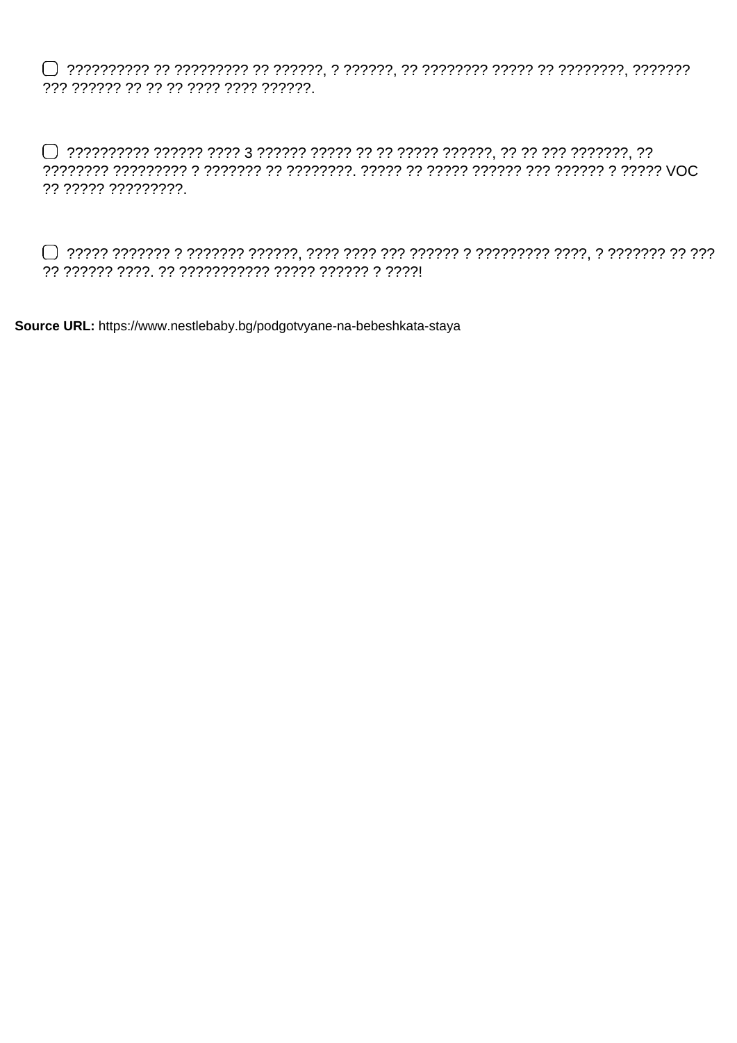- ?????????? ?? ????????? ?? ??????, ? ??????, ?? ???????? ????? ?? ????????, ??????? ??? ?????? ?? ?? ?? ???? ???? ??????.

- ?????????? ?????? ???? 3 ?????? ????? ?? ?? ????? ??????, ?? ?? ??? ???????, ?? ???????? ????????? ? ??????? ?? ????????. ????? ?? ????? ?????? ??? ?????? ? ????? VOC ?? ????? ?????????.

- ????? ??????? ? ??????? ??????, ???? ???? ??? ?????? ? ????????? ????, ? ??????? ?? ??? ?? ?????? ????. ?? ??????????? ????? ?????? ? ????!

**Source URL:** https://www.nestlebaby.bg/podgotvyane-na-bebeshkata-staya